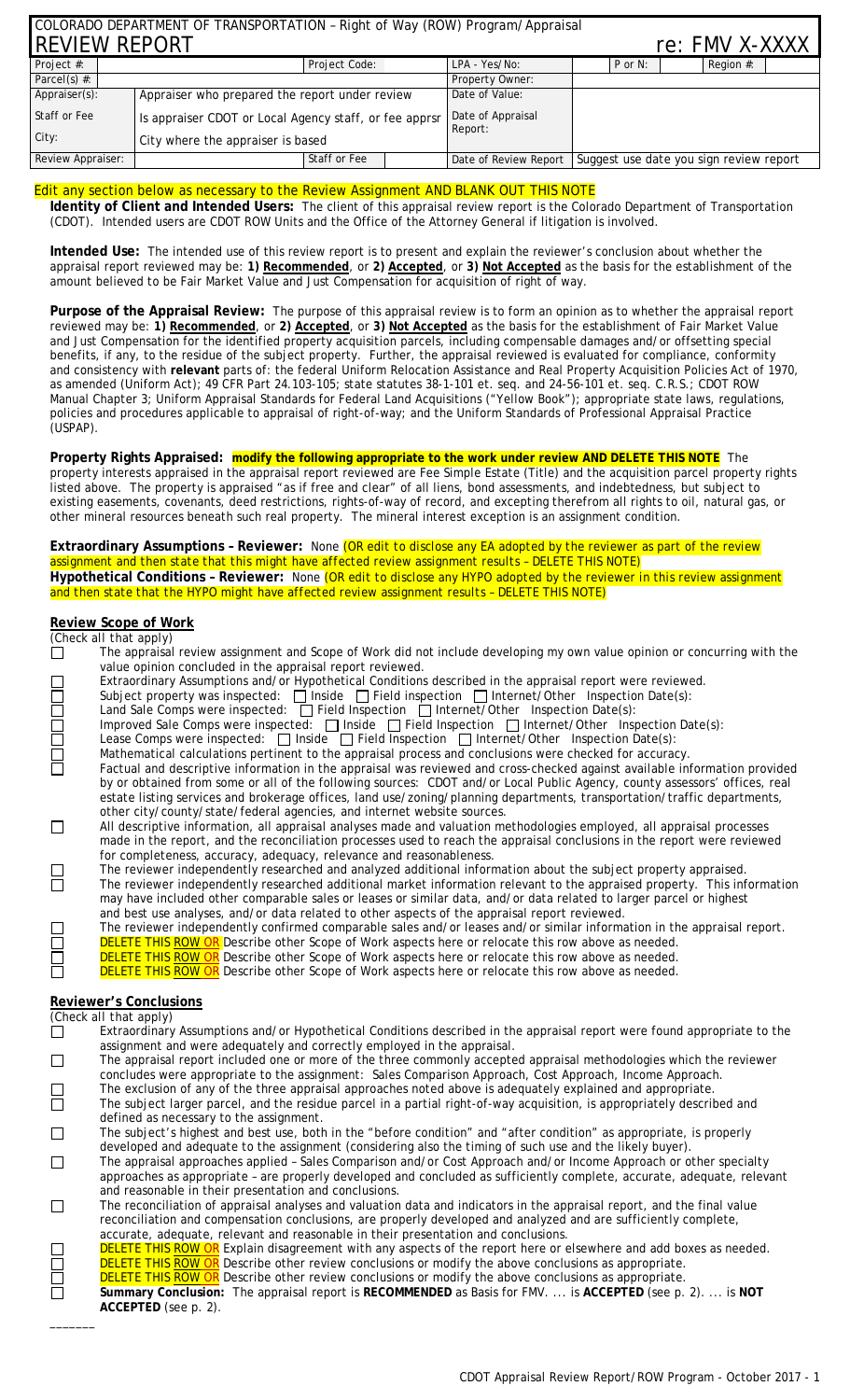COLORADO DEPARTMENT OF TRANSPORTATION – Right of Way (ROW) Program/Appraisal

# REVIEW REPORT re: FMV X-XXXX

| Project #: | | Project Code: | | LPA - Yes/No: | P or N: | Region #: |
|---|---|---|---|---|---|---|
| Parcel(s) #: | | | | Property Owner: | | |
| Appraiser(s): | Appraiser who prepared the report under review | | | Date of Value: | | |
| Staff or Fee | Is appraiser CDOT or Local Agency staff, or fee apprsr | | | Date of Appraisal Report: | | |
| City: | City where the appraiser is based | | | | | |
| Review Appraiser: | | Staff or Fee | | Date of Review Report | Suggest use date you sign review report | |

Edit any section below as necessary to the Review Assignment AND BLANK OUT THIS NOTE

**Identity of Client and Intended Users:** The client of this appraisal review report is the Colorado Department of Transportation (CDOT). Intended users are CDOT ROW Units and the Office of the Attorney General if litigation is involved.

**Intended Use:** The intended use of this review report is to present and explain the reviewer's conclusion about whether the appraisal report reviewed may be: **1) Recommended**, or **2) Accepted**, or **3) Not Accepted** as the basis for the establishment of the amount believed to be Fair Market Value and Just Compensation for acquisition of right of way.

**Purpose of the Appraisal Review:** The purpose of this appraisal review is to form an opinion as to whether the appraisal report reviewed may be: **1) Recommended**, or **2) Accepted**, or **3) Not Accepted** as the basis for the establishment of Fair Market Value and Just Compensation for the identified property acquisition parcels, including compensable damages and/or offsetting special benefits, if any, to the residue of the subject property. Further, the appraisal reviewed is evaluated for compliance, conformity and consistency with **relevant** parts of: the federal Uniform Relocation Assistance and Real Property Acquisition Policies Act of 1970, as amended (Uniform Act); 49 CFR Part 24.103-105; state statutes 38-1-101 et. seq. and 24-56-101 et. seq. C.R.S.; CDOT ROW Manual Chapter 3; Uniform Appraisal Standards for Federal Land Acquisitions ("Yellow Book"); appropriate state laws, regulations, policies and procedures applicable to appraisal of right-of-way; and the Uniform Standards of Professional Appraisal Practice (USPAP).

**Property Rights Appraised:** **modify the following appropriate to the work under review AND DELETE THIS NOTE** The property interests appraised in the appraisal report reviewed are Fee Simple Estate (Title) and the acquisition parcel property rights listed above. The property is appraised "as if free and clear" of all liens, bond assessments, and indebtedness, but subject to existing easements, covenants, deed restrictions, rights-of-way of record, and excepting therefrom all rights to oil, natural gas, or other mineral resources beneath such real property. The mineral interest exception is an assignment condition.

**Extraordinary Assumptions – Reviewer:** None (OR edit to disclose any EA adopted by the reviewer as part of the review assignment and then state that this might have affected review assignment results – DELETE THIS NOTE)
**Hypothetical Conditions – Reviewer:** None (OR edit to disclose any HYPO adopted by the reviewer in this review assignment and then state that the HYPO might have affected review assignment results – DELETE THIS NOTE)

## Review Scope of Work

(Check all that apply)

- ☐ The appraisal review assignment and Scope of Work did not include developing my own value opinion or concurring with the value opinion concluded in the appraisal report reviewed.
- ☐ Extraordinary Assumptions and/or Hypothetical Conditions described in the appraisal report were reviewed.
- ☐ Subject property was inspected: ☐ Inside ☐ Field inspection ☐ Internet/Other Inspection Date(s):
- ☐ Land Sale Comps were inspected: ☐ Field Inspection ☐ Internet/Other Inspection Date(s):
- ☐ Improved Sale Comps were inspected: ☐ Inside ☐ Field Inspection ☐ Internet/Other Inspection Date(s):
- ☐ Lease Comps were inspected: ☐ Inside ☐ Field Inspection ☐ Internet/Other Inspection Date(s):
- ☐ Mathematical calculations pertinent to the appraisal process and conclusions were checked for accuracy.
- ☐ Factual and descriptive information in the appraisal was reviewed and cross-checked against available information provided by or obtained from some or all of the following sources: CDOT and/or Local Public Agency, county assessors' offices, real estate listing services and brokerage offices, land use/zoning/planning departments, transportation/traffic departments, other city/county/state/federal agencies, and internet website sources.
- ☐ All descriptive information, all appraisal analyses made and valuation methodologies employed, all appraisal processes made in the report, and the reconciliation processes used to reach the appraisal conclusions in the report were reviewed for completeness, accuracy, adequacy, relevance and reasonableness.
- ☐ The reviewer independently researched and analyzed additional information about the subject property appraised.
- ☐ The reviewer independently researched additional market information relevant to the appraised property. This information may have included other comparable sales or leases or similar data, and/or data related to larger parcel or highest and best use analyses, and/or data related to other aspects of the appraisal report reviewed.
- ☐ The reviewer independently confirmed comparable sales and/or leases and/or similar information in the appraisal report.
- ☐ DELETE THIS ROW OR Describe other Scope of Work aspects here or relocate this row above as needed.
- ☐ DELETE THIS ROW OR Describe other Scope of Work aspects here or relocate this row above as needed.
- ☐ DELETE THIS ROW OR Describe other Scope of Work aspects here or relocate this row above as needed.

## Reviewer's Conclusions

(Check all that apply)

- ☐ Extraordinary Assumptions and/or Hypothetical Conditions described in the appraisal report were found appropriate to the assignment and were adequately and correctly employed in the appraisal.
- ☐ The appraisal report included one or more of the three commonly accepted appraisal methodologies which the reviewer concludes were appropriate to the assignment: Sales Comparison Approach, Cost Approach, Income Approach.
- ☐ The exclusion of any of the three appraisal approaches noted above is adequately explained and appropriate.
- ☐ The subject larger parcel, and the residue parcel in a partial right-of-way acquisition, is appropriately described and defined as necessary to the assignment.
- ☐ The subject's highest and best use, both in the "before condition" and "after condition" as appropriate, is properly developed and adequate to the assignment (considering also the timing of such use and the likely buyer).
- ☐ The appraisal approaches applied – Sales Comparison and/or Cost Approach and/or Income Approach or other specialty approaches as appropriate – are properly developed and concluded as sufficiently complete, accurate, adequate, relevant and reasonable in their presentation and conclusions.
- ☐ The reconciliation of appraisal analyses and valuation data and indicators in the appraisal report, and the final value reconciliation and compensation conclusions, are properly developed and analyzed and are sufficiently complete, accurate, adequate, relevant and reasonable in their presentation and conclusions.
- ☐ DELETE THIS ROW OR Explain disagreement with any aspects of the report here or elsewhere and add boxes as needed.
- ☐ DELETE THIS ROW OR Describe other review conclusions or modify the above conclusions as appropriate.
- ☐ DELETE THIS ROW OR Describe other review conclusions or modify the above conclusions as appropriate.
- ☐ **Summary Conclusion:** The appraisal report is **RECOMMENDED** as Basis for FMV. ... is **ACCEPTED** (see p. 2). ... is **NOT ACCEPTED** (see p. 2).

\_\_\_\_\_\_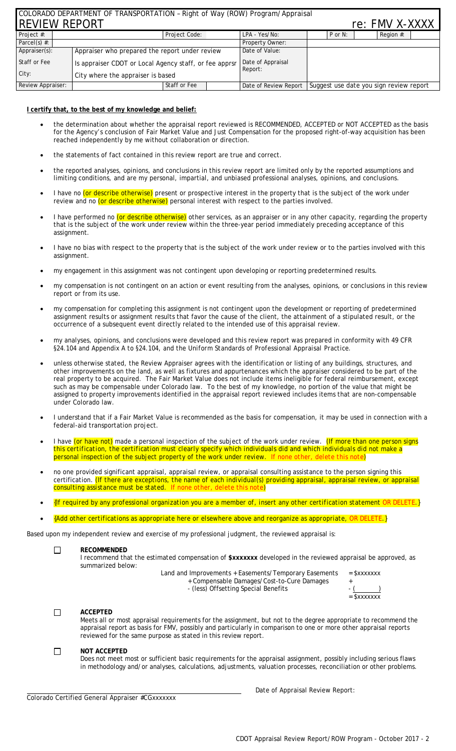# COLORADO DEPARTMENT OF TRANSPORTATION – Right of Way (ROW) Program/Appraisal

# REVIEW REPORT re: FMV X-XXXX

| Project #: | | Project Code: | | LPA - Yes/No: | | P or N: | | Region #: | |
|---|---|---|---|---|---|---|---|---|---|
| Parcel(s) #: | | | | Property Owner: | | | | | |
| Appraiser(s): | Appraiser who prepared the report under review | | | Date of Value: | | | | | |
| Staff or Fee | Is appraiser CDOT or Local Agency staff, or fee apprsr | | | Date of Appraisal Report: | | | | | |
| City: | City where the appraiser is based | | | | | | | | |
| Review Appraiser: | | Staff or Fee | | Date of Review Report | Suggest use date you sign review report | | | | |

**I certify that, to the best of my knowledge and belief:**

- the determination about whether the appraisal report reviewed is RECOMMENDED, ACCEPTED or NOT ACCEPTED as the basis for the Agency's conclusion of Fair Market Value and Just Compensation for the proposed right-of-way acquisition has been reached independently by me without collaboration or direction.
- the statements of fact contained in this review report are true and correct.
- the reported analyses, opinions, and conclusions in this review report are limited only by the reported assumptions and limiting conditions, and are my personal, impartial, and unbiased professional analyses, opinions, and conclusions.
- I have no (or describe otherwise) present or prospective interest in the property that is the subject of the work under review and no (or describe otherwise) personal interest with respect to the parties involved.
- I have performed no (or describe otherwise) other services, as an appraiser or in any other capacity, regarding the property that is the subject of the work under review within the three-year period immediately preceding acceptance of this assignment.
- I have no bias with respect to the property that is the subject of the work under review or to the parties involved with this assignment.
- my engagement in this assignment was not contingent upon developing or reporting predetermined results.
- my compensation is not contingent on an action or event resulting from the analyses, opinions, or conclusions in this review report or from its use.
- my compensation for completing this assignment is not contingent upon the development or reporting of predetermined assignment results or assignment results that favor the cause of the client, the attainment of a stipulated result, or the occurrence of a subsequent event directly related to the intended use of this appraisal review.
- my analyses, opinions, and conclusions were developed and this review report was prepared in conformity with 49 CFR §24.104 and Appendix A to §24.104, and the Uniform Standards of Professional Appraisal Practice.
- unless otherwise stated, the Review Appraiser agrees with the identification or listing of any buildings, structures, and other improvements on the land, as well as fixtures and appurtenances which the appraiser considered to be part of the real property to be acquired. The Fair Market Value does not include items ineligible for federal reimbursement, except such as may be compensable under Colorado law. To the best of my knowledge, no portion of the value that might be assigned to property improvements identified in the appraisal report reviewed includes items that are non-compensable under Colorado law.
- I understand that if a Fair Market Value is recommended as the basis for compensation, it may be used in connection with a federal-aid transportation project.
- I have (or have not) made a personal inspection of the subject of the work under review. (If more than one person signs this certification, the certification must clearly specify which individuals did and which individuals did not make a personal inspection of the subject property of the work under review. If none other, delete this note)
- no one provided significant appraisal, appraisal review, or appraisal consulting assistance to the person signing this certification. (If there are exceptions, the name of each individual(s) providing appraisal, appraisal review, or appraisal consulting assistance must be stated. If none other, delete this note)
- {If required by any professional organization you are a member of, insert any other certification statement OR DELETE.}
- {Add other certifications as appropriate here or elsewhere above and reorganize as appropriate, OR DELETE.}

Based upon my independent review and exercise of my professional judgment, the reviewed appraisal is:

☐ **RECOMMENDED**
I recommend that the estimated compensation of **$xxxxxxx** developed in the reviewed appraisal be approved, as summarized below:

| | |
|---|---|
| Land and Improvements + Easements/Temporary Easements | = $xxxxxxx |
| + Compensable Damages/Cost-to-Cure Damages | + |
| - (less) Offsetting Special Benefits | - (          ) |
| | = $xxxxxxx |

☐ **ACCEPTED**
Meets all or most appraisal requirements for the assignment, but not to the degree appropriate to recommend the appraisal report as basis for FMV, possibly and particularly in comparison to one or more other appraisal reports reviewed for the same purpose as stated in this review report.

☐ **NOT ACCEPTED**
Does not meet most or sufficient basic requirements for the appraisal assignment, possibly including serious flaws in methodology and/or analyses, calculations, adjustments, valuation processes, reconciliation or other problems.

Colorado Certified General Appraiser #CGxxxxxxx

Date of Appraisal Review Report: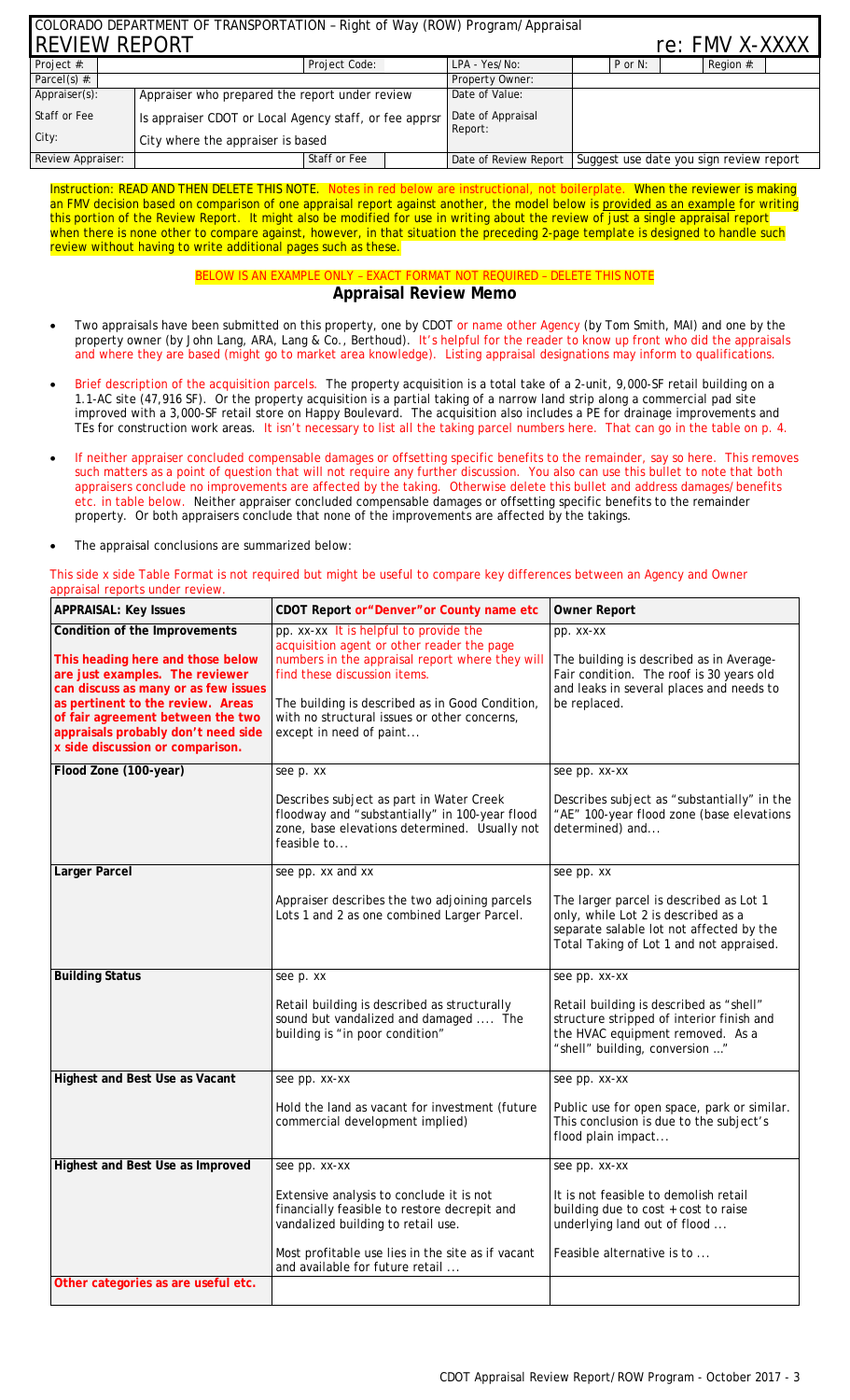COLORADO DEPARTMENT OF TRANSPORTATION – Right of Way (ROW) Program/Appraisal
REVIEW REPORT re: FMV X-XXXX

| Project #: | | Project Code: | | LPA - Yes/No: | | P or N: | | Region #: | |
|---|---|---|---|---|---|---|---|---|---|
| Parcel(s) #: | | | | Property Owner: | | | | | |
| Appraiser(s): | Appraiser who prepared the report under review | | | Date of Value: | | | | | |
| Staff or Fee | Is appraiser CDOT or Local Agency staff, or fee apprsr | | | Date of Appraisal Report: | | | | | |
| City: | City where the appraiser is based | | | | | | | | |
| Review Appraiser: | | Staff or Fee | | Date of Review Report | Suggest use date you sign review report | | | | |

Instruction: READ AND THEN DELETE THIS NOTE. Notes in red below are instructional, not boilerplate. When the reviewer is making an FMV decision based on comparison of one appraisal report against another, the model below is provided as an example for writing this portion of the Review Report. It might also be modified for use in writing about the review of just a single appraisal report when there is none other to compare against, however, in that situation the preceding 2-page template is designed to handle such review without having to write additional pages such as these.

BELOW IS AN EXAMPLE ONLY – EXACT FORMAT NOT REQUIRED – DELETE THIS NOTE

## Appraisal Review Memo

- Two appraisals have been submitted on this property, one by CDOT or name other Agency (by Tom Smith, MAI) and one by the property owner (by John Lang, ARA, Lang & Co., Berthoud). It's helpful for the reader to know up front who did the appraisals and where they are based (might go to market area knowledge). Listing appraisal designations may inform to qualifications.
- Brief description of the acquisition parcels. The property acquisition is a total take of a 2-unit, 9,000-SF retail building on a 1.1-AC site (47,916 SF). Or the property acquisition is a partial taking of a narrow land strip along a commercial pad site improved with a 3,000-SF retail store on Happy Boulevard. The acquisition also includes a PE for drainage improvements and TEs for construction work areas. It isn't necessary to list all the taking parcel numbers here. That can go in the table on p. 4.
- If neither appraiser concluded compensable damages or offsetting specific benefits to the remainder, say so here. This removes such matters as a point of question that will not require any further discussion. You also can use this bullet to note that both appraisers conclude no improvements are affected by the taking. Otherwise delete this bullet and address damages/benefits etc. in table below. Neither appraiser concluded compensable damages or offsetting specific benefits to the remainder property. Or both appraisers conclude that none of the improvements are affected by the takings.
- The appraisal conclusions are summarized below:

This side x side Table Format is not required but might be useful to compare key differences between an Agency and Owner appraisal reports under review.

| APPRAISAL: Key Issues | CDOT Report or "Denver" or County name etc | Owner Report |
|---|---|---|
| **Condition of the Improvements**<br><br>**This heading here and those below are just examples. The reviewer can discuss as many or as few issues as pertinent to the review. Areas of fair agreement between the two appraisals probably don't need side x side discussion or comparison.** | pp. xx-xx It is helpful to provide the acquisition agent or other reader the page numbers in the appraisal report where they will find these discussion items.<br><br>The building is described as in Good Condition, with no structural issues or other concerns, except in need of paint... | pp. xx-xx<br><br>The building is described as in Average-Fair condition. The roof is 30 years old and leaks in several places and needs to be replaced. |
| **Flood Zone (100-year)** | see p. xx<br><br>Describes subject as part in Water Creek floodway and "substantially" in 100-year flood zone, base elevations determined. Usually not feasible to... | see pp. xx-xx<br><br>Describes subject as "substantially" in the "AE" 100-year flood zone (base elevations determined) and... |
| **Larger Parcel** | see pp. xx and xx<br><br>Appraiser describes the two adjoining parcels Lots 1 and 2 as one combined Larger Parcel. | see pp. xx<br><br>The larger parcel is described as Lot 1 only, while Lot 2 is described as a separate salable lot not affected by the Total Taking of Lot 1 and not appraised. |
| **Building Status** | see p. xx<br><br>Retail building is described as structurally sound but vandalized and damaged .... The building is "in poor condition" | see pp. xx-xx<br><br>Retail building is described as "shell" structure stripped of interior finish and the HVAC equipment removed. As a "shell" building, conversion ..." |
| **Highest and Best Use as Vacant** | see pp. xx-xx<br><br>Hold the land as vacant for investment (future commercial development implied) | see pp. xx-xx<br><br>Public use for open space, park or similar. This conclusion is due to the subject's flood plain impact... |
| **Highest and Best Use as Improved** | see pp. xx-xx<br><br>Extensive analysis to conclude it is not financially feasible to restore decrepit and vandalized building to retail use.<br><br>Most profitable use lies in the site as if vacant and available for future retail ... | see pp. xx-xx<br><br>It is not feasible to demolish retail building due to cost + cost to raise underlying land out of flood ...<br><br>Feasible alternative is to ... |
| **Other categories as are useful etc.** | | |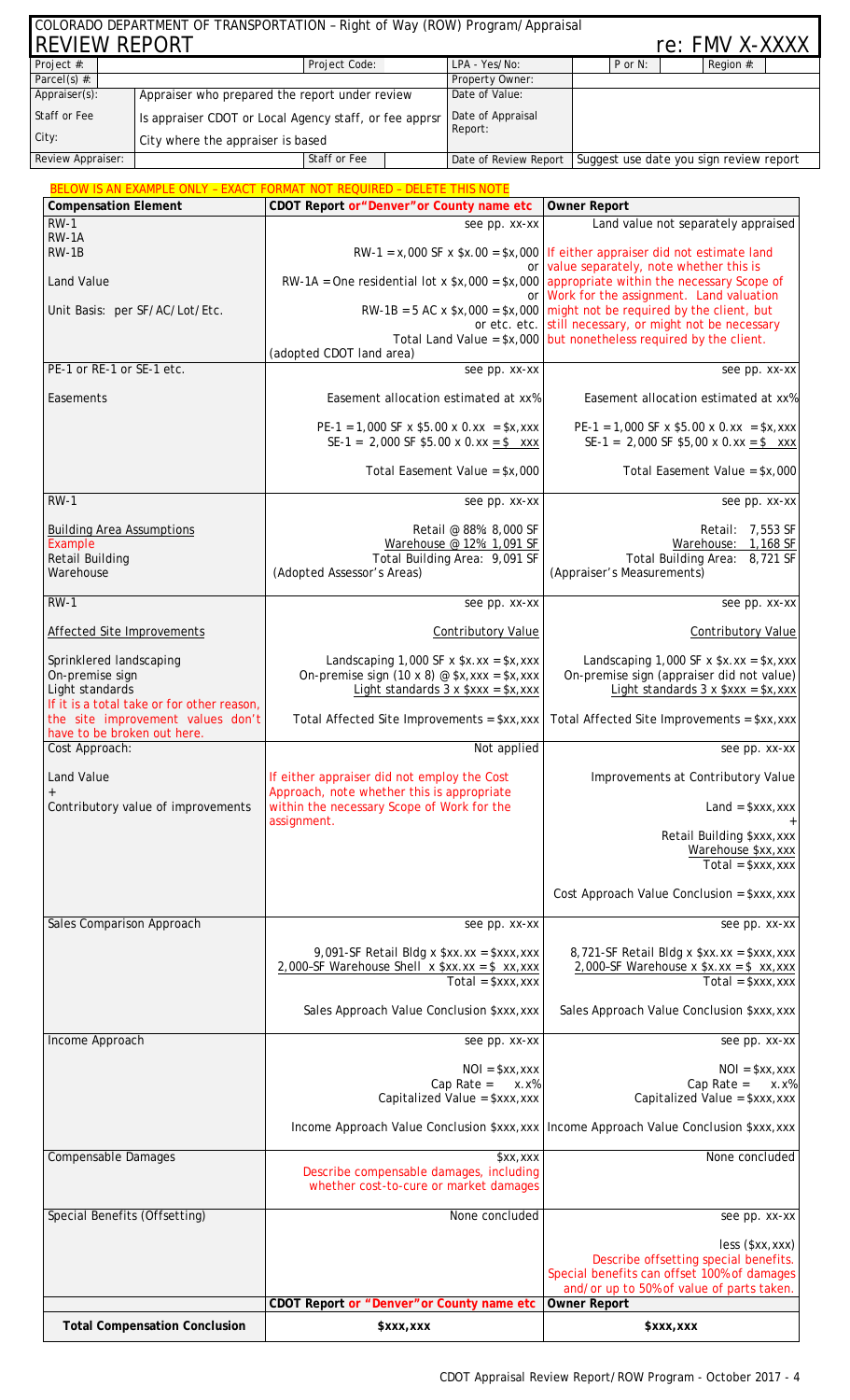# COLORADO DEPARTMENT OF TRANSPORTATION – Right of Way (ROW) Program/Appraisal

# REVIEW REPORT re: FMV X-XXXX

| Project #: | | Project Code: | | LPA - Yes/No: | | P or N: | Region #: |
|---|---|---|---|---|---|---|---|
| Parcel(s) #: | | | | Property Owner: | | | |
| Appraiser(s): | Appraiser who prepared the report under review | | | Date of Value: | | | |
| Staff or Fee | Is appraiser CDOT or Local Agency staff, or fee apprsr | | | Date of Appraisal Report: | | | |
| City: | City where the appraiser is based | | | | | | |
| Review Appraiser: | | Staff or Fee | | Date of Review Report | Suggest use date you sign review report | | |

BELOW IS AN EXAMPLE ONLY – EXACT FORMAT NOT REQUIRED – DELETE THIS NOTE

| Compensation Element | CDOT Report or "Denver" or County name etc | Owner Report |
|---|---|---|
| RW-1<br>RW-1A<br>RW-1B<br><br>Land Value<br><br>Unit Basis: per SF/AC/Lot/Etc. | see pp. xx-xx<br><br>RW-1 = x,000 SF x $x.00 = $x,000<br>or<br>RW-1A = One residential lot x $x,000 = $x,000<br>or<br>RW-1B = 5 AC x $x,000 = $x,000<br>or etc. etc.<br>Total Land Value = $x,000<br>(adopted CDOT land area) | Land value not separately appraised<br><br>If either appraiser did not estimate land value separately, note whether this is appropriate within the necessary Scope of Work for the assignment. Land valuation might not be required by the client, but still necessary, or might not be necessary but nonetheless required by the client. |
| PE-1 or RE-1 or SE-1 etc.<br><br>Easements | see pp. xx-xx<br><br>Easement allocation estimated at xx%<br><br>PE-1 = 1,000 SF x $5.00 x 0.xx = $x,xxx<br>SE-1 = 2,000 SF $5.00 x 0.xx = $ xxx<br><br>Total Easement Value = $x,000 | see pp. xx-xx<br><br>Easement allocation estimated at xx%<br><br>PE-1 = 1,000 SF x $5.00 x 0.xx = $x,xxx<br>SE-1 = 2,000 SF $5,00 x 0.xx = $ xxx<br><br>Total Easement Value = $x,000 |
| RW-1<br><br>Building Area Assumptions<br>Example<br>Retail Building<br>Warehouse | see pp. xx-xx<br><br>Retail @ 88% 8,000 SF<br>Warehouse @ 12% 1,091 SF<br>Total Building Area: 9,091 SF<br>(Adopted Assessor's Areas) | see pp. xx-xx<br><br>Retail: 7,553 SF<br>Warehouse: 1,168 SF<br>Total Building Area: 8,721 SF<br>(Appraiser's Measurements) |
| RW-1<br><br>Affected Site Improvements<br><br>Sprinklered landscaping<br>On-premise sign<br>Light standards<br>If it is a total take or for other reason, the site improvement values don't have to be broken out here. | see pp. xx-xx<br><br>Contributory Value<br><br>Landscaping 1,000 SF x $x.xx = $x,xxx<br>On-premise sign (10 x 8) @ $x,xxx = $x,xxx<br>Light standards 3 x $xxx = $x,xxx<br><br>Total Affected Site Improvements = $xx,xxx | see pp. xx-xx<br><br>Contributory Value<br><br>Landscaping 1,000 SF x $x.xx = $x,xxx<br>On-premise sign (appraiser did not value)<br>Light standards 3 x $xxx = $x,xxx<br><br>Total Affected Site Improvements = $xx,xxx |
| Cost Approach:<br><br>Land Value<br>+<br>Contributory value of improvements | Not applied<br><br>If either appraiser did not employ the Cost Approach, note whether this is appropriate within the necessary Scope of Work for the assignment. | see pp. xx-xx<br><br>Improvements at Contributory Value<br><br>Land = $xxx,xxx<br>+<br>Retail Building $xxx,xxx<br>Warehouse $xx,xxx<br>Total = $xxx,xxx<br><br>Cost Approach Value Conclusion = $xxx,xxx |
| Sales Comparison Approach | see pp. xx-xx<br><br>9,091-SF Retail Bldg x $xx.xx = $xxx,xxx<br>2,000-SF Warehouse Shell x $xx.xx = $ xx,xxx<br>Total = $xxx,xxx<br><br>Sales Approach Value Conclusion $xxx,xxx | see pp. xx-xx<br><br>8,721-SF Retail Bldg x $xx.xx = $xxx,xxx<br>2,000-SF Warehouse x $x.xx = $ xx,xxx<br>Total = $xxx,xxx<br><br>Sales Approach Value Conclusion $xxx,xxx |
| Income Approach | see pp. xx-xx<br><br>NOI = $xx,xxx<br>Cap Rate = x.x%<br>Capitalized Value = $xxx,xxx<br><br>Income Approach Value Conclusion $xxx,xxx | see pp. xx-xx<br><br>NOI = $xx,xxx<br>Cap Rate = x.x%<br>Capitalized Value = $xxx,xxx<br><br>Income Approach Value Conclusion $xxx,xxx |
| Compensable Damages | $xx,xxx<br>Describe compensable damages, including whether cost-to-cure or market damages | None concluded |
| Special Benefits (Offsetting) | None concluded | see pp. xx-xx<br><br>less ($xx,xxx)<br>Describe offsetting special benefits.<br>Special benefits can offset 100% of damages and/or up to 50% of value of parts taken. |
| | **CDOT Report or "Denver" or County name etc** | **Owner Report** |
| **Total Compensation Conclusion** | **$xxx,xxx** | **$xxx,xxx** |

CDOT Appraisal Review Report/ROW Program - October 2017 - 4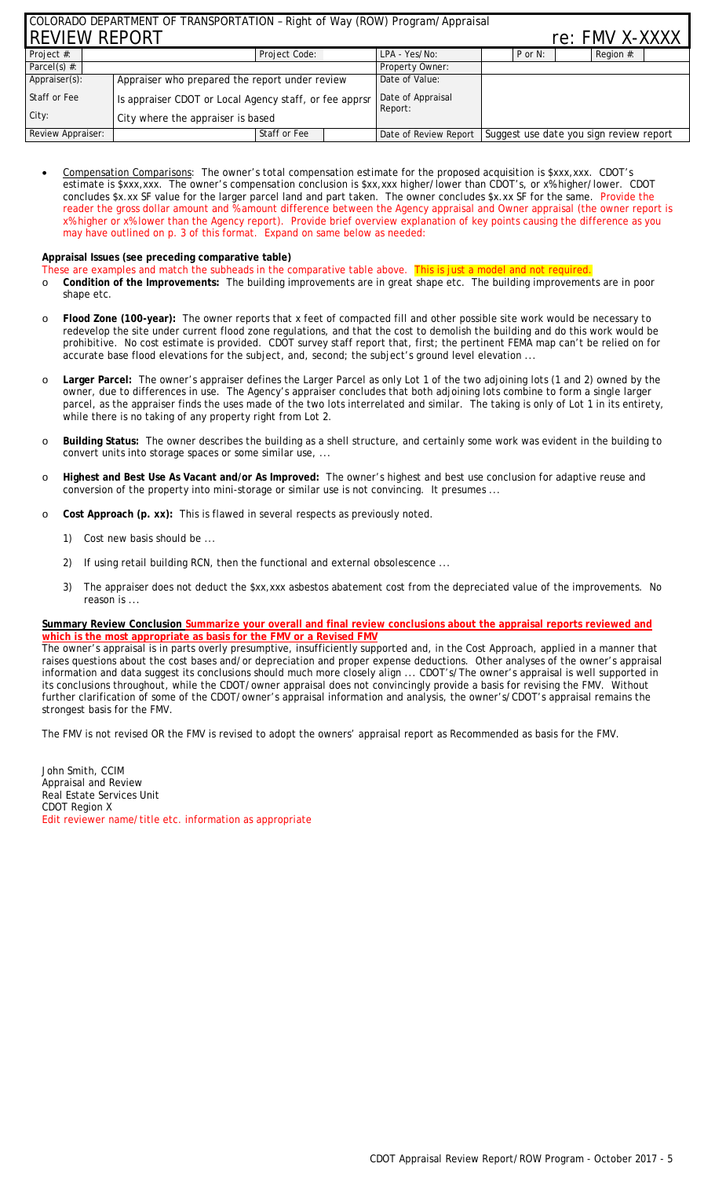COLORADO DEPARTMENT OF TRANSPORTATION – Right of Way (ROW) Program/Appraisal

# REVIEW REPORT re: FMV X-XXXX

| | | | | | | | |
|---|---|---|---|---|---|---|---|
| Project #: | | Project Code: | | LPA - Yes/No: | | P or N: | Region #: |
| Parcel(s) #: | | | | Property Owner: | | | |
| Appraiser(s): | Appraiser who prepared the report under review | | | Date of Value: | | | |
| Staff or Fee | Is appraiser CDOT or Local Agency staff, or fee apprsr | | | Date of Appraisal Report: | | | |
| City: | City where the appraiser is based | | | | | | |
| Review Appraiser: | | Staff or Fee | | Date of Review Report | Suggest use date you sign review report | | |

- Compensation Comparisons: The owner's total compensation estimate for the proposed acquisition is $xxx,xxx. CDOT's estimate is $xxx,xxx. The owner's compensation conclusion is $xx,xxx higher/lower than CDOT's, or x% higher/lower. CDOT concludes $x.xx SF value for the larger parcel land and part taken. The owner concludes $x.xx SF for the same. Provide the reader the gross dollar amount and % amount difference between the Agency appraisal and Owner appraisal (the owner report is x% higher or x% lower than the Agency report). Provide brief overview explanation of key points causing the difference as you may have outlined on p. 3 of this format. Expand on same below as needed:

**Appraisal Issues (see preceding comparative table)**

These are examples and match the subheads in the comparative table above. This is just a model and not required.

- **Condition of the Improvements:** The building improvements are in great shape etc. The building improvements are in poor shape etc.
- **Flood Zone (100-year):** The owner reports that x feet of compacted fill and other possible site work would be necessary to redevelop the site under current flood zone regulations, and that the cost to demolish the building and do this work would be prohibitive. No cost estimate is provided. CDOT survey staff report that, first; the pertinent FEMA map can't be relied on for accurate base flood elevations for the subject, and, second; the subject's ground level elevation ...
- **Larger Parcel:** The owner's appraiser defines the Larger Parcel as only Lot 1 of the two adjoining lots (1 and 2) owned by the owner, due to differences in use. The Agency's appraiser concludes that both adjoining lots combine to form a single larger parcel, as the appraiser finds the uses made of the two lots interrelated and similar. The taking is only of Lot 1 in its entirety, while there is no taking of any property right from Lot 2.
- **Building Status:** The owner describes the building as a shell structure, and certainly some work was evident in the building to convert units into storage spaces or some similar use, ...
- **Highest and Best Use As Vacant and/or As Improved:** The owner's highest and best use conclusion for adaptive reuse and conversion of the property into mini-storage or similar use is not convincing. It presumes ...
- **Cost Approach (p. xx):** This is flawed in several respects as previously noted.
    1) Cost new basis should be ...
    2) If using retail building RCN, then the functional and external obsolescence ...
    3) The appraiser does not deduct the $xx,xxx asbestos abatement cost from the depreciated value of the improvements. No reason is ...

**Summary Review Conclusion Summarize your overall and final review conclusions about the appraisal reports reviewed and which is the most appropriate as basis for the FMV or a Revised FMV**

The owner's appraisal is in parts overly presumptive, insufficiently supported and, in the Cost Approach, applied in a manner that raises questions about the cost bases and/or depreciation and proper expense deductions. Other analyses of the owner's appraisal information and data suggest its conclusions should much more closely align ... CDOT's/The owner's appraisal is well supported in its conclusions throughout, while the CDOT/owner appraisal does not convincingly provide a basis for revising the FMV. Without further clarification of some of the CDOT/owner's appraisal information and analysis, the owner's/CDOT's appraisal remains the strongest basis for the FMV.

The FMV is not revised OR the FMV is revised to adopt the owners' appraisal report as Recommended as basis for the FMV.

John Smith, CCIM
Appraisal and Review
Real Estate Services Unit
CDOT Region X
Edit reviewer name/title etc. information as appropriate